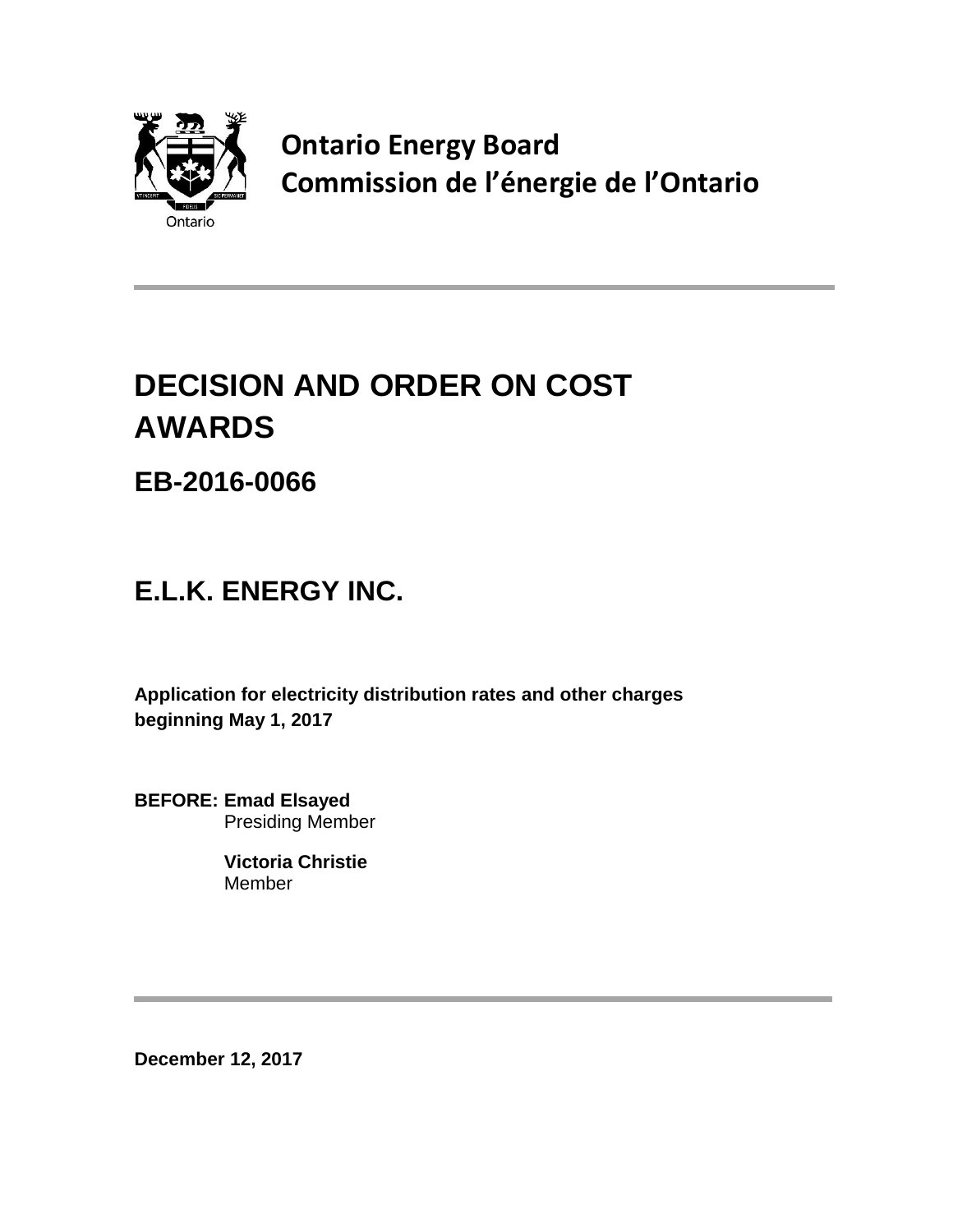**Ontario Energy Board**
**Commission de l'énergie de l'Ontario**

# DECISION AND ORDER ON COST AWARDS

## EB-2016-0066

# E.L.K. ENERGY INC.

**Application for electricity distribution rates and other charges beginning May 1, 2017**

**BEFORE: Emad Elsayed**
Presiding Member

**Victoria Christie**
Member

**December 12, 2017**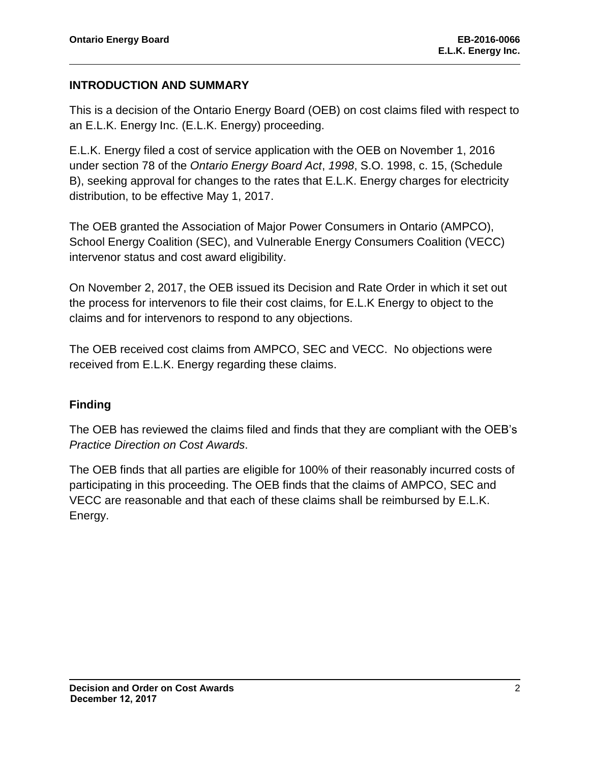## INTRODUCTION AND SUMMARY

This is a decision of the Ontario Energy Board (OEB) on cost claims filed with respect to an E.L.K. Energy Inc. (E.L.K. Energy) proceeding.

E.L.K. Energy filed a cost of service application with the OEB on November 1, 2016 under section 78 of the *Ontario Energy Board Act*, *1998*, S.O. 1998, c. 15, (Schedule B), seeking approval for changes to the rates that E.L.K. Energy charges for electricity distribution, to be effective May 1, 2017.

The OEB granted the Association of Major Power Consumers in Ontario (AMPCO), School Energy Coalition (SEC), and Vulnerable Energy Consumers Coalition (VECC) intervenor status and cost award eligibility.

On November 2, 2017, the OEB issued its Decision and Rate Order in which it set out the process for intervenors to file their cost claims, for E.L.K Energy to object to the claims and for intervenors to respond to any objections.

The OEB received cost claims from AMPCO, SEC and VECC. No objections were received from E.L.K. Energy regarding these claims.

## Finding

The OEB has reviewed the claims filed and finds that they are compliant with the OEB's *Practice Direction on Cost Awards*.

The OEB finds that all parties are eligible for 100% of their reasonably incurred costs of participating in this proceeding. The OEB finds that the claims of AMPCO, SEC and VECC are reasonable and that each of these claims shall be reimbursed by E.L.K. Energy.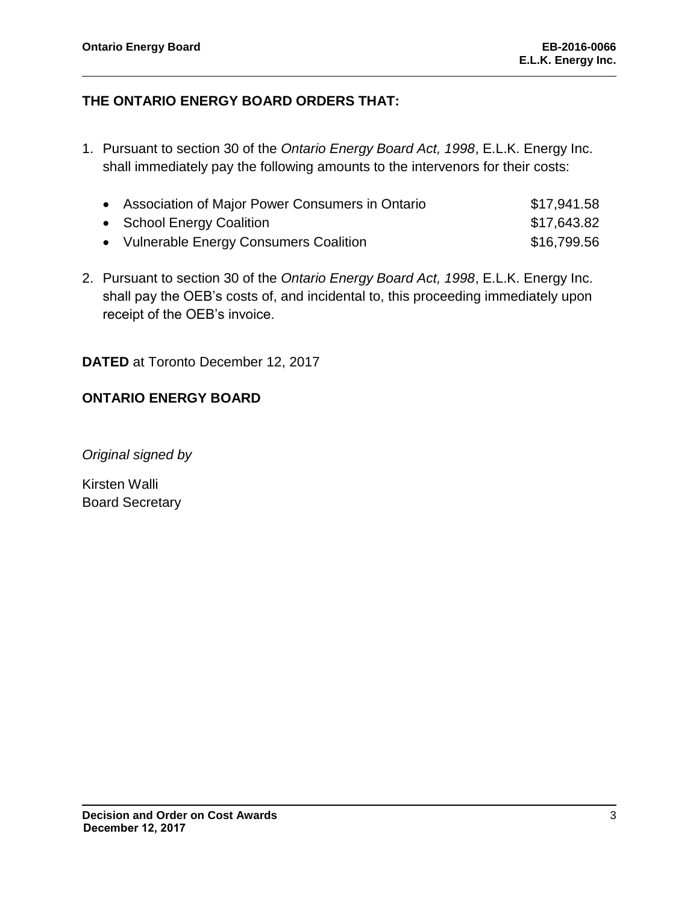## THE ONTARIO ENERGY BOARD ORDERS THAT:

1. Pursuant to section 30 of the *Ontario Energy Board Act, 1998*, E.L.K. Energy Inc. shall immediately pay the following amounts to the intervenors for their costs:

   - Association of Major Power Consumers in Ontario $17,941.58
   - School Energy Coalition $17,643.82
   - Vulnerable Energy Consumers Coalition $16,799.56

2. Pursuant to section 30 of the *Ontario Energy Board Act, 1998*, E.L.K. Energy Inc. shall pay the OEB's costs of, and incidental to, this proceeding immediately upon receipt of the OEB's invoice.

**DATED** at Toronto December 12, 2017

**ONTARIO ENERGY BOARD**

*Original signed by*

Kirsten Walli
Board Secretary